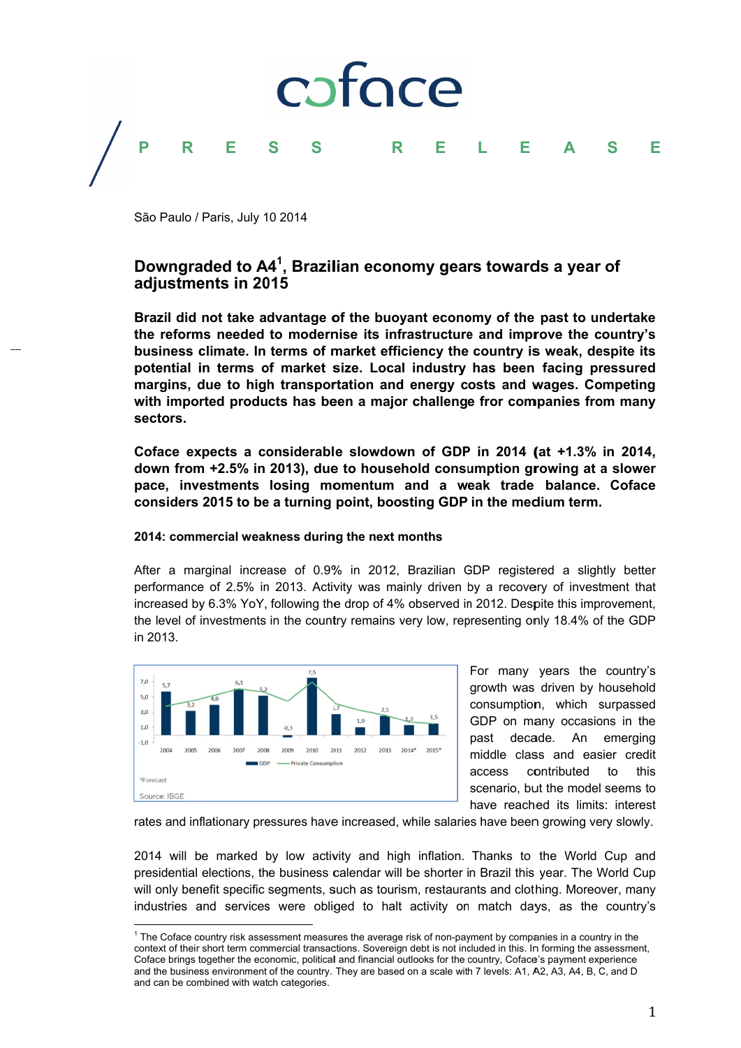coface

PRESS RELEASE

São Paulo / Paris, July 10 2014

## Downgraded to A4[1], Brazilian economy gears towards a year of adjustments in 2015

**Brazil did not take advantage of the buoyant economy of the past to undertake the reforms needed to modernise its infrastructure and improve the country's business climate. In terms of market efficiency the country is weak, despite its potential in terms of market size. Local industry has been facing pressured margins, due to high transportation and energy costs and wages. Competing with imported products has been a major challenge fror companies from many sectors.**

**Coface expects a considerable slowdown of GDP in 2014 (at +1.3% in 2014, down from +2.5% in 2013), due to household consumption growing at a slower pace, investments losing momentum and a weak trade balance. Coface considers 2015 to be a turning point, boosting GDP in the medium term.**

### 2014: commercial weakness during the next months

After a marginal increase of 0.9% in 2012, Brazilian GDP registered a slightly better performance of 2.5% in 2013. Activity was mainly driven by a recovery of investment that increased by 6.3% YoY, following the drop of 4% observed in 2012. Despite this improvement, the level of investments in the country remains very low, representing only 18.4% of the GDP in 2013.

| | 2004 | 2005 | 2006 | 2007 | 2008 | 2009 | 2010 | 2011 | 2012 | 2013 | 2014* | 2015* |
|---|---|---|---|---|---|---|---|---|---|---|---|---|
| GDP | 5,7 | 3,2 | 4,0 | 6,1 | 5,2 | -0,3 | 7,5 | 2,7 | 1,0 | 2,5 | 1,3 | 1,5 |

*Forecast

Source: IBGE

For many years the country's growth was driven by household consumption, which surpassed GDP on many occasions in the past decade. An emerging middle class and easier credit access contributed to this scenario, but the model seems to have reached its limits: interest rates and inflationary pressures have increased, while salaries have been growing very slowly.

2014 will be marked by low activity and high inflation. Thanks to the World Cup and presidential elections, the business calendar will be shorter in Brazil this year. The World Cup will only benefit specific segments, such as tourism, restaurants and clothing. Moreover, many industries and services were obliged to halt activity on match days, as the country's

[1] The Coface country risk assessment measures the average risk of non-payment by companies in a country in the context of their short term commercial transactions. Sovereign debt is not included in this. In forming the assessment, Coface brings together the economic, political and financial outlooks for the country, Coface's payment experience and the business environment of the country. They are based on a scale with 7 levels: A1, A2, A3, A4, B, C, and D and can be combined with watch categories.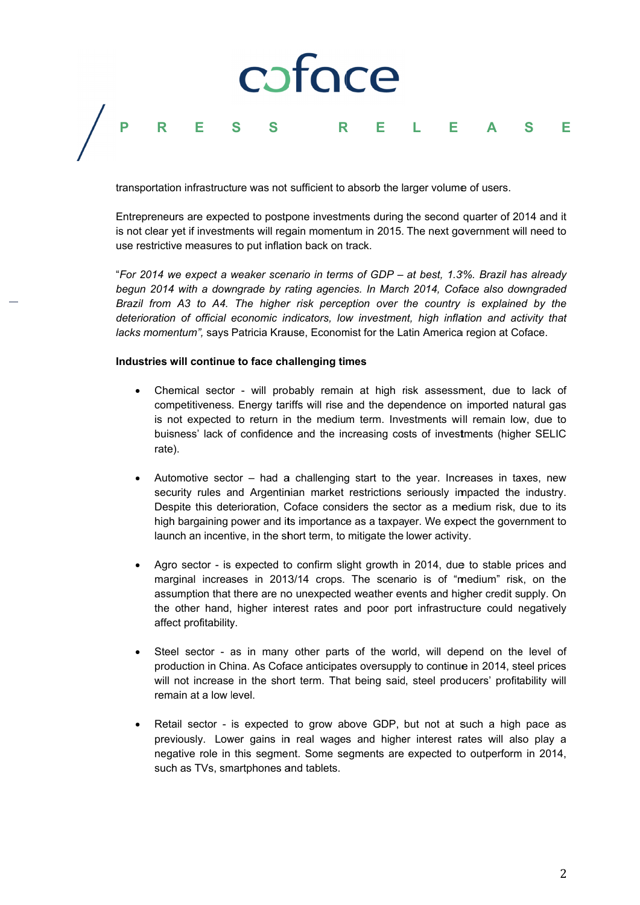transportation infrastructure was not sufficient to absorb the larger volume of users.

Entrepreneurs are expected to postpone investments during the second quarter of 2014 and it is not clear yet if investments will regain momentum in 2015. The next government will need to use restrictive measures to put inflation back on track.

"*For 2014 we expect a weaker scenario in terms of GDP – at best, 1.3%. Brazil has already begun 2014 with a downgrade by rating agencies. In March 2014, Coface also downgraded Brazil from A3 to A4. The higher risk perception over the country is explained by the deterioration of official economic indicators, low investment, high inflation and activity that lacks momentum",* says Patricia Krause, Economist for the Latin America region at Coface.

**Industries will continue to face challenging times**

- Chemical sector - will probably remain at high risk assessment, due to lack of competitiveness. Energy tariffs will rise and the dependence on imported natural gas is not expected to return in the medium term. Investments will remain low, due to buisness' lack of confidence and the increasing costs of investments (higher SELIC rate).

- Automotive sector – had a challenging start to the year. Increases in taxes, new security rules and Argentinian market restrictions seriously impacted the industry. Despite this deterioration, Coface considers the sector as a medium risk, due to its high bargaining power and its importance as a taxpayer. We expect the government to launch an incentive, in the short term, to mitigate the lower activity.

- Agro sector - is expected to confirm slight growth in 2014, due to stable prices and marginal increases in 2013/14 crops. The scenario is of "medium" risk, on the assumption that there are no unexpected weather events and higher credit supply. On the other hand, higher interest rates and poor port infrastructure could negatively affect profitability.

- Steel sector - as in many other parts of the world, will depend on the level of production in China. As Coface anticipates oversupply to continue in 2014, steel prices will not increase in the short term. That being said, steel producers' profitability will remain at a low level.

- Retail sector - is expected to grow above GDP, but not at such a high pace as previously. Lower gains in real wages and higher interest rates will also play a negative role in this segment. Some segments are expected to outperform in 2014, such as TVs, smartphones and tablets.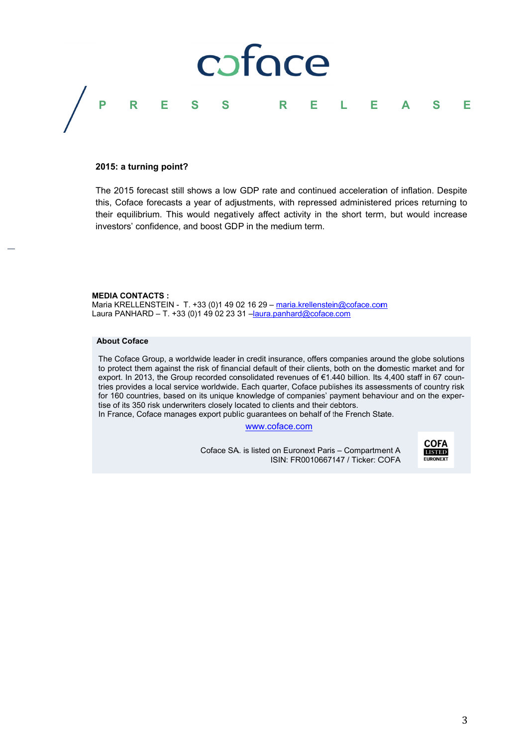**2015: a turning point?**

The 2015 forecast still shows a low GDP rate and continued acceleration of inflation. Despite this, Coface forecasts a year of adjustments, with repressed administered prices returning to their equilibrium. This would negatively affect activity in the short term, but would increase investors' confidence, and boost GDP in the medium term.

**MEDIA CONTACTS :**
Maria KRELLENSTEIN - T. +33 (0)1 49 02 16 29 – maria.krellenstein@coface.com
Laura PANHARD – T. +33 (0)1 49 02 23 31 –laura.panhard@coface.com

**About Coface**

The Coface Group, a worldwide leader in credit insurance, offers companies around the globe solutions to protect them against the risk of financial default of their clients, both on the domestic market and for export. In 2013, the Group recorded consolidated revenues of €1.440 billion. Its 4,400 staff in 67 countries provides a local service worldwide. Each quarter, Coface publishes its assessments of country risk for 160 countries, based on its unique knowledge of companies' payment behaviour and on the expertise of its 350 risk underwriters closely located to clients and their debtors.
In France, Coface manages export public guarantees on behalf of the French State.

www.coface.com

Coface SA. is listed on Euronext Paris – Compartment A
ISIN: FR0010667147 / Ticker: COFA

COFA LISTED EURONEXT